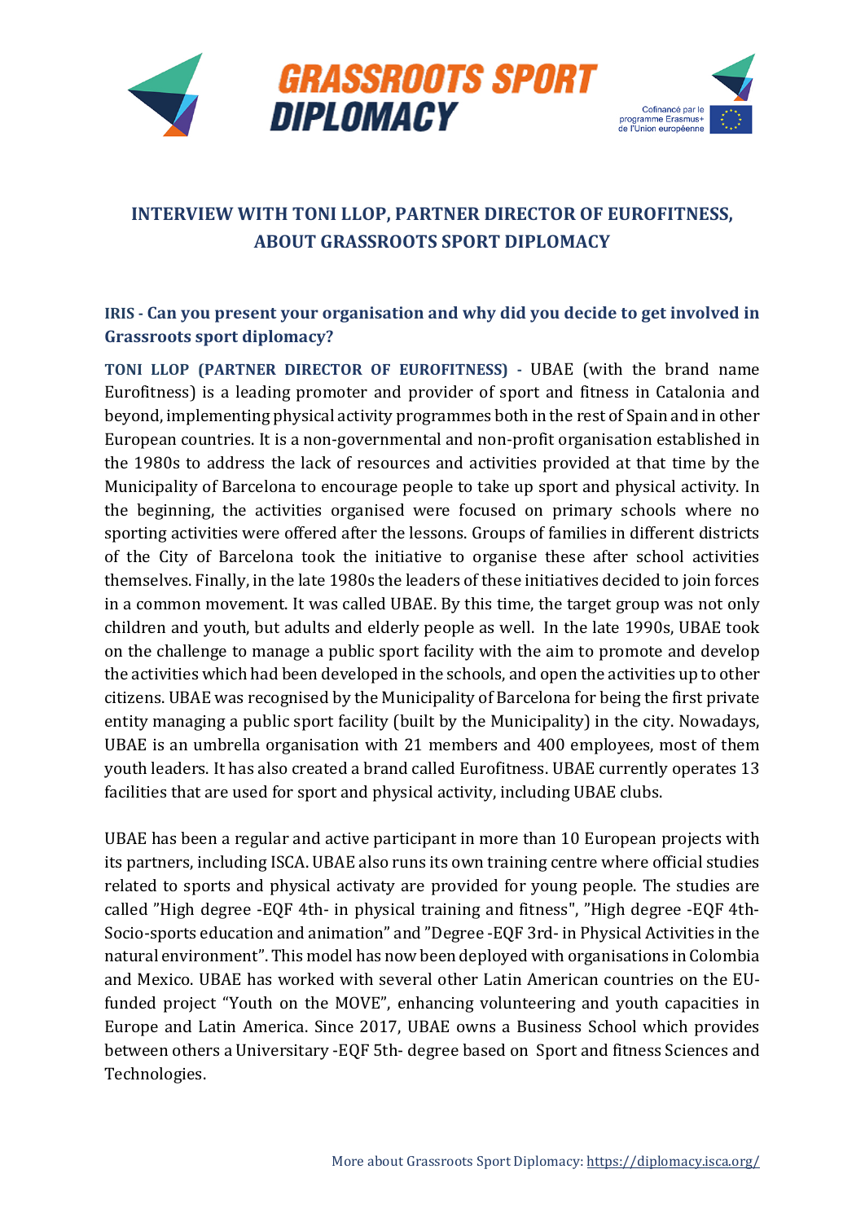# INTERVIEW WITH TONI LLOP, PARTNER DIRECTOR OF EUROFITNESS, ABOUT GRASSROOTS SPORT DIPLOMACY

**IRIS - Can you present your organisation and why did you decide to get involved in Grassroots sport diplomacy?**

**TONI LLOP (PARTNER DIRECTOR OF EUROFITNESS) -** UBAE (with the brand name Eurofitness) is a leading promoter and provider of sport and fitness in Catalonia and beyond, implementing physical activity programmes both in the rest of Spain and in other European countries. It is a non-governmental and non-profit organisation established in the 1980s to address the lack of resources and activities provided at that time by the Municipality of Barcelona to encourage people to take up sport and physical activity. In the beginning, the activities organised were focused on primary schools where no sporting activities were offered after the lessons. Groups of families in different districts of the City of Barcelona took the initiative to organise these after school activities themselves. Finally, in the late 1980s the leaders of these initiatives decided to join forces in a common movement. It was called UBAE. By this time, the target group was not only children and youth, but adults and elderly people as well. In the late 1990s, UBAE took on the challenge to manage a public sport facility with the aim to promote and develop the activities which had been developed in the schools, and open the activities up to other citizens. UBAE was recognised by the Municipality of Barcelona for being the first private entity managing a public sport facility (built by the Municipality) in the city. Nowadays, UBAE is an umbrella organisation with 21 members and 400 employees, most of them youth leaders. It has also created a brand called Eurofitness. UBAE currently operates 13 facilities that are used for sport and physical activity, including UBAE clubs.

UBAE has been a regular and active participant in more than 10 European projects with its partners, including ISCA. UBAE also runs its own training centre where official studies related to sports and physical activaty are provided for young people. The studies are called "High degree -EQF 4th- in physical training and fitness", "High degree -EQF 4th-Socio-sports education and animation" and "Degree -EQF 3rd- in Physical Activities in the natural environment". This model has now been deployed with organisations in Colombia and Mexico. UBAE has worked with several other Latin American countries on the EU-funded project "Youth on the MOVE", enhancing volunteering and youth capacities in Europe and Latin America. Since 2017, UBAE owns a Business School which provides between others a Universitary -EQF 5th- degree based on Sport and fitness Sciences and Technologies.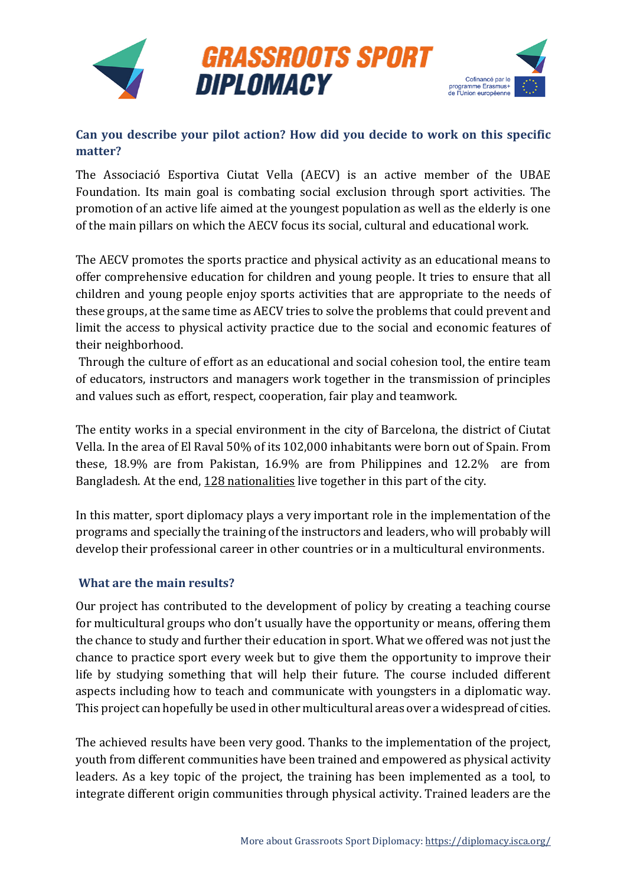**Can you describe your pilot action? How did you decide to work on this specific matter?**

The Associació Esportiva Ciutat Vella (AECV) is an active member of the UBAE Foundation. Its main goal is combating social exclusion through sport activities. The promotion of an active life aimed at the youngest population as well as the elderly is one of the main pillars on which the AECV focus its social, cultural and educational work.

The AECV promotes the sports practice and physical activity as an educational means to offer comprehensive education for children and young people. It tries to ensure that all children and young people enjoy sports activities that are appropriate to the needs of these groups, at the same time as AECV tries to solve the problems that could prevent and limit the access to physical activity practice due to the social and economic features of their neighborhood.

Through the culture of effort as an educational and social cohesion tool, the entire team of educators, instructors and managers work together in the transmission of principles and values such as effort, respect, cooperation, fair play and teamwork.

The entity works in a special environment in the city of Barcelona, the district of Ciutat Vella. In the area of El Raval 50% of its 102,000 inhabitants were born out of Spain. From these, 18.9% are from Pakistan, 16.9% are from Philippines and 12.2% are from Bangladesh. At the end, 128 nationalities live together in this part of the city.

In this matter, sport diplomacy plays a very important role in the implementation of the programs and specially the training of the instructors and leaders, who will probably will develop their professional career in other countries or in a multicultural environments.

**What are the main results?**

Our project has contributed to the development of policy by creating a teaching course for multicultural groups who don't usually have the opportunity or means, offering them the chance to study and further their education in sport. What we offered was not just the chance to practice sport every week but to give them the opportunity to improve their life by studying something that will help their future. The course included different aspects including how to teach and communicate with youngsters in a diplomatic way. This project can hopefully be used in other multicultural areas over a widespread of cities.

The achieved results have been very good. Thanks to the implementation of the project, youth from different communities have been trained and empowered as physical activity leaders. As a key topic of the project, the training has been implemented as a tool, to integrate different origin communities through physical activity. Trained leaders are the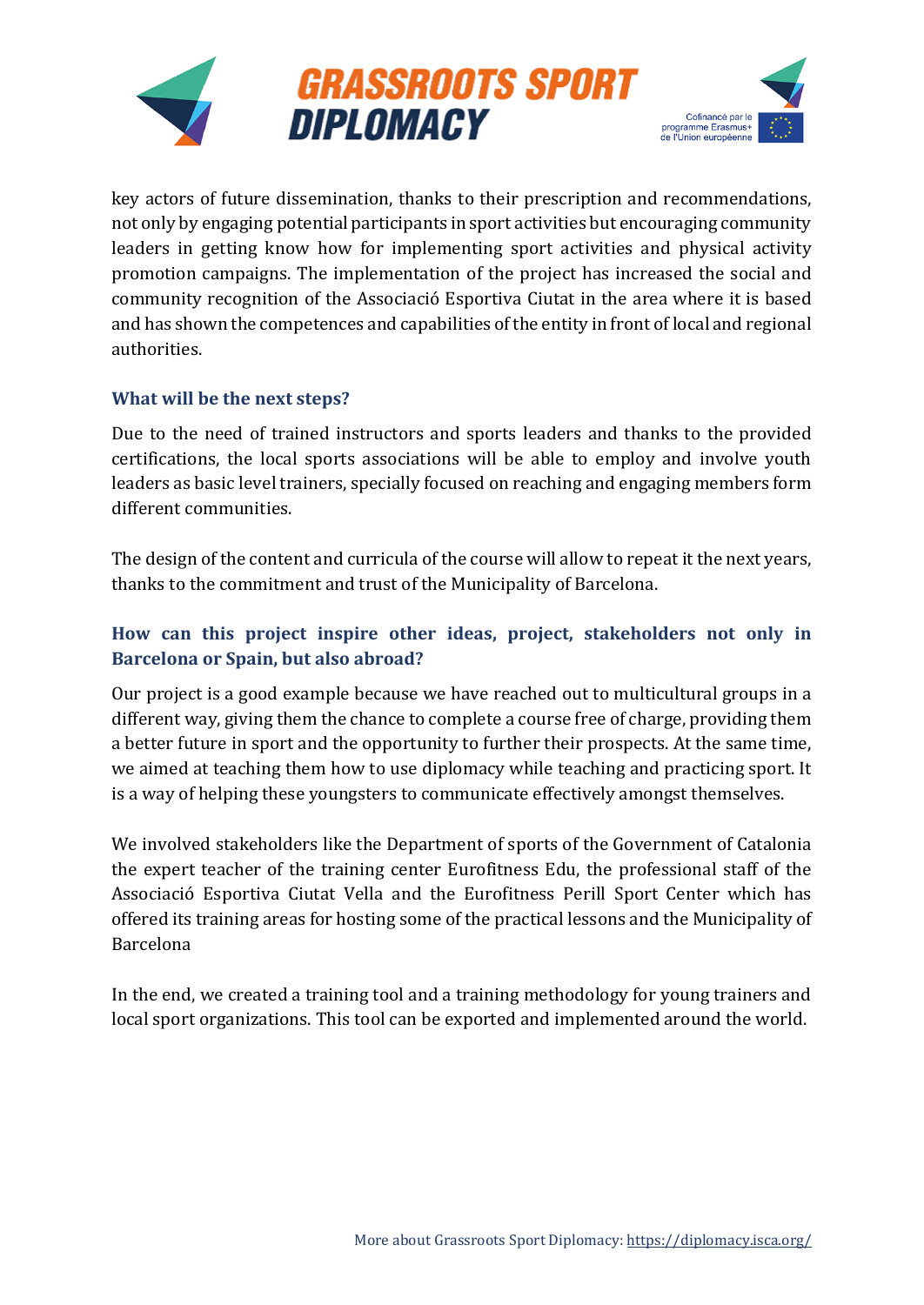key actors of future dissemination, thanks to their prescription and recommendations, not only by engaging potential participants in sport activities but encouraging community leaders in getting know how for implementing sport activities and physical activity promotion campaigns. The implementation of the project has increased the social and community recognition of the Associació Esportiva Ciutat in the area where it is based and has shown the competences and capabilities of the entity in front of local and regional authorities.

### What will be the next steps?

Due to the need of trained instructors and sports leaders and thanks to the provided certifications, the local sports associations will be able to employ and involve youth leaders as basic level trainers, specially focused on reaching and engaging members form different communities.

The design of the content and curricula of the course will allow to repeat it the next years, thanks to the commitment and trust of the Municipality of Barcelona.

### How can this project inspire other ideas, project, stakeholders not only in Barcelona or Spain, but also abroad?

Our project is a good example because we have reached out to multicultural groups in a different way, giving them the chance to complete a course free of charge, providing them a better future in sport and the opportunity to further their prospects. At the same time, we aimed at teaching them how to use diplomacy while teaching and practicing sport. It is a way of helping these youngsters to communicate effectively amongst themselves.

We involved stakeholders like the Department of sports of the Government of Catalonia the expert teacher of the training center Eurofitness Edu, the professional staff of the Associació Esportiva Ciutat Vella and the Eurofitness Perill Sport Center which has offered its training areas for hosting some of the practical lessons and the Municipality of Barcelona

In the end, we created a training tool and a training methodology for young trainers and local sport organizations. This tool can be exported and implemented around the world.